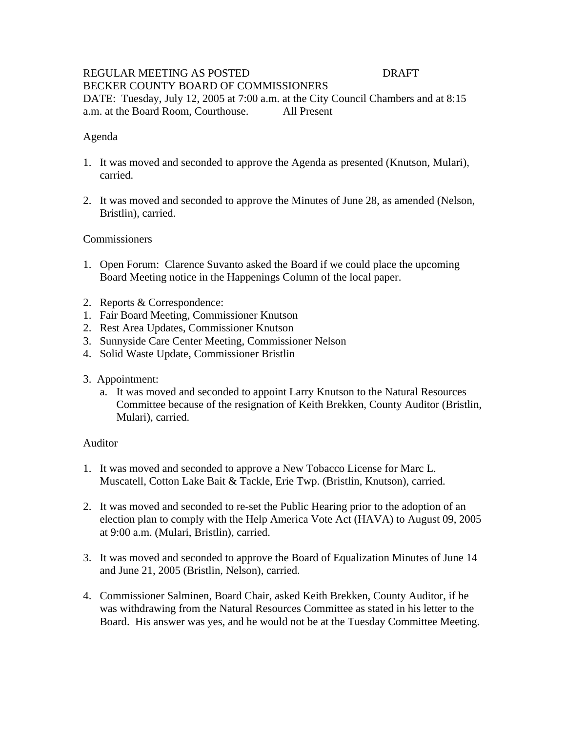REGULAR MEETING AS POSTED DRAFT
BECKER COUNTY BOARD OF COMMISSIONERS
DATE: Tuesday, July 12, 2005 at 7:00 a.m. at the City Council Chambers and at 8:15 a.m. at the Board Room, Courthouse. All Present

Agenda

1. It was moved and seconded to approve the Agenda as presented (Knutson, Mulari), carried.

2. It was moved and seconded to approve the Minutes of June 28, as amended (Nelson, Bristlin), carried.

Commissioners

1. Open Forum: Clarence Suvanto asked the Board if we could place the upcoming Board Meeting notice in the Happenings Column of the local paper.

2. Reports & Correspondence:
   1. Fair Board Meeting, Commissioner Knutson
   2. Rest Area Updates, Commissioner Knutson
   3. Sunnyside Care Center Meeting, Commissioner Nelson
   4. Solid Waste Update, Commissioner Bristlin

3. Appointment:
   a. It was moved and seconded to appoint Larry Knutson to the Natural Resources Committee because of the resignation of Keith Brekken, County Auditor (Bristlin, Mulari), carried.

Auditor

1. It was moved and seconded to approve a New Tobacco License for Marc L. Muscatell, Cotton Lake Bait & Tackle, Erie Twp. (Bristlin, Knutson), carried.

2. It was moved and seconded to re-set the Public Hearing prior to the adoption of an election plan to comply with the Help America Vote Act (HAVA) to August 09, 2005 at 9:00 a.m. (Mulari, Bristlin), carried.

3. It was moved and seconded to approve the Board of Equalization Minutes of June 14 and June 21, 2005 (Bristlin, Nelson), carried.

4. Commissioner Salminen, Board Chair, asked Keith Brekken, County Auditor, if he was withdrawing from the Natural Resources Committee as stated in his letter to the Board. His answer was yes, and he would not be at the Tuesday Committee Meeting.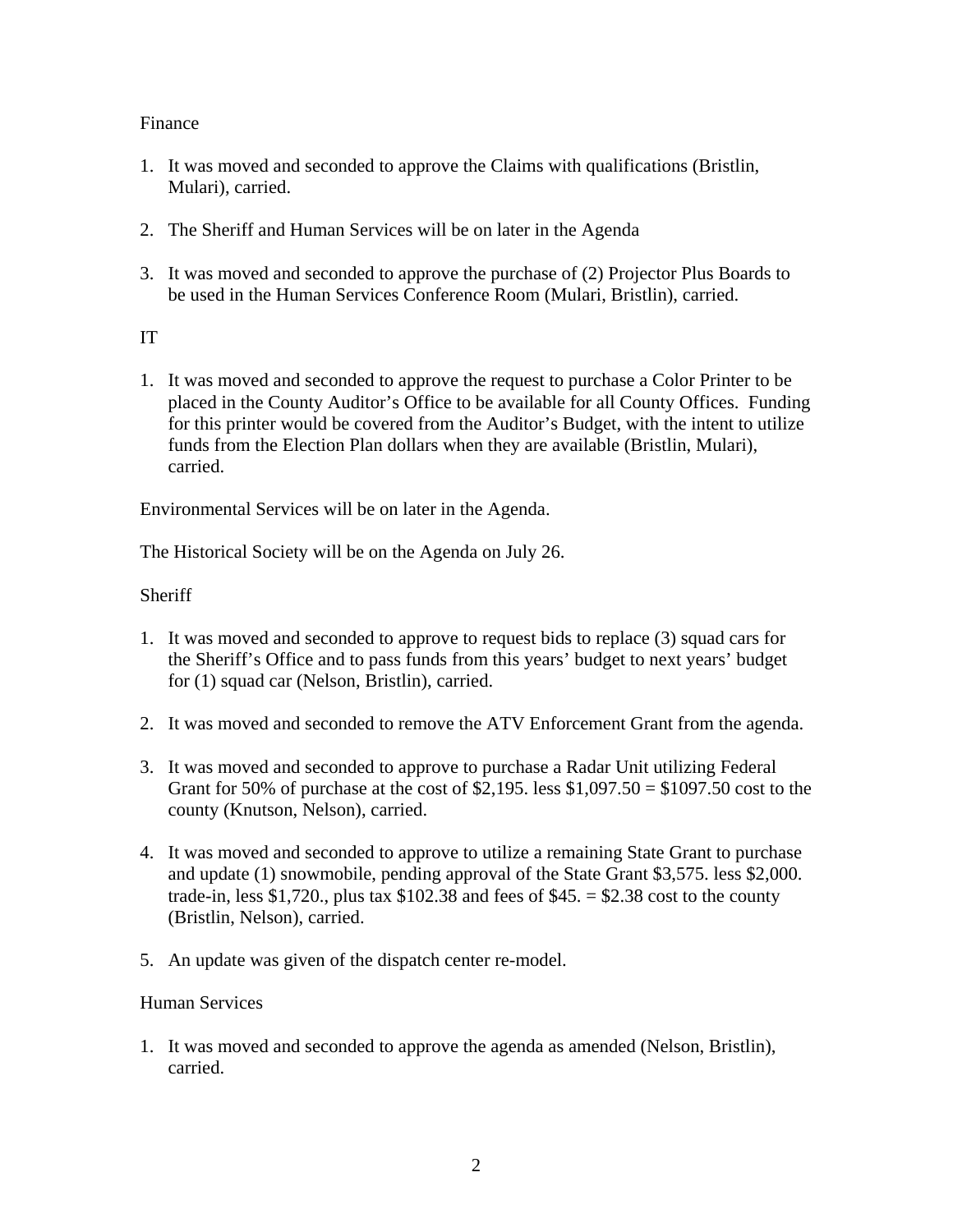Finance

1. It was moved and seconded to approve the Claims with qualifications (Bristlin, Mulari), carried.

2. The Sheriff and Human Services will be on later in the Agenda

3. It was moved and seconded to approve the purchase of (2) Projector Plus Boards to be used in the Human Services Conference Room (Mulari, Bristlin), carried.

IT

1. It was moved and seconded to approve the request to purchase a Color Printer to be placed in the County Auditor's Office to be available for all County Offices. Funding for this printer would be covered from the Auditor's Budget, with the intent to utilize funds from the Election Plan dollars when they are available (Bristlin, Mulari), carried.

Environmental Services will be on later in the Agenda.

The Historical Society will be on the Agenda on July 26.

Sheriff

1. It was moved and seconded to approve to request bids to replace (3) squad cars for the Sheriff's Office and to pass funds from this years' budget to next years' budget for (1) squad car (Nelson, Bristlin), carried.

2. It was moved and seconded to remove the ATV Enforcement Grant from the agenda.

3. It was moved and seconded to approve to purchase a Radar Unit utilizing Federal Grant for 50% of purchase at the cost of $2,195. less $1,097.50 = $1097.50 cost to the county (Knutson, Nelson), carried.

4. It was moved and seconded to approve to utilize a remaining State Grant to purchase and update (1) snowmobile, pending approval of the State Grant $3,575. less $2,000. trade-in, less $1,720., plus tax $102.38 and fees of $45. = $2.38 cost to the county (Bristlin, Nelson), carried.

5. An update was given of the dispatch center re-model.

Human Services

1. It was moved and seconded to approve the agenda as amended (Nelson, Bristlin), carried.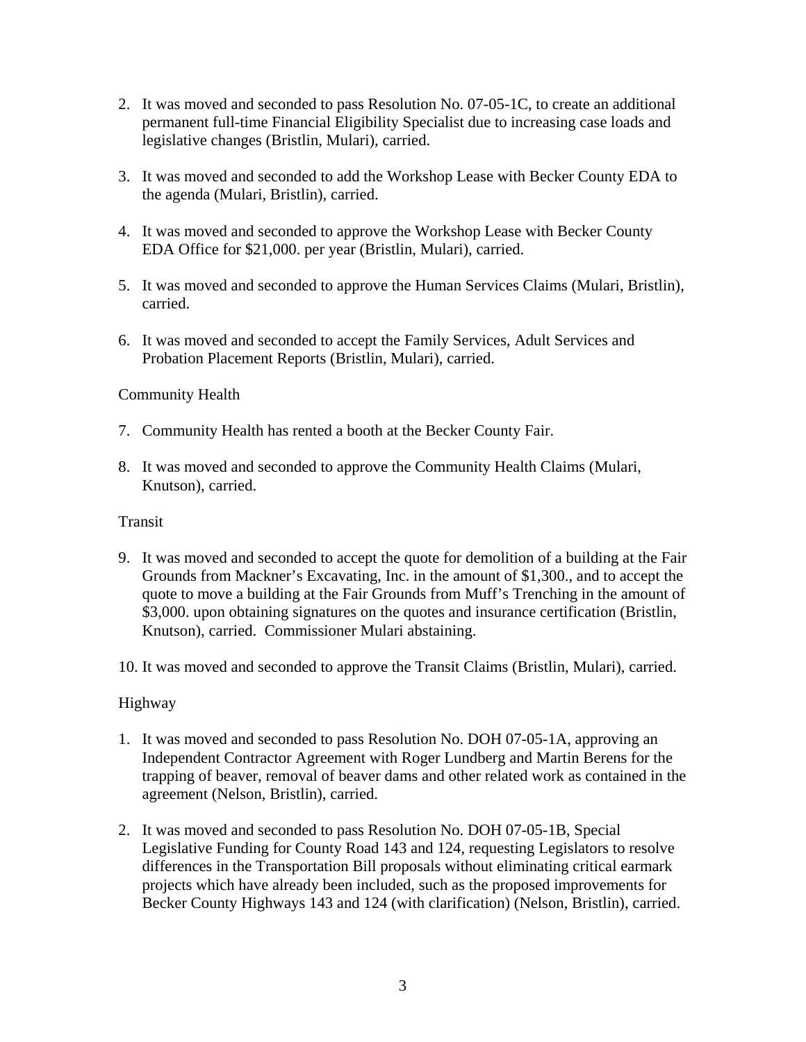2. It was moved and seconded to pass Resolution No. 07-05-1C, to create an additional permanent full-time Financial Eligibility Specialist due to increasing case loads and legislative changes (Bristlin, Mulari), carried.

3. It was moved and seconded to add the Workshop Lease with Becker County EDA to the agenda (Mulari, Bristlin), carried.

4. It was moved and seconded to approve the Workshop Lease with Becker County EDA Office for $21,000. per year (Bristlin, Mulari), carried.

5. It was moved and seconded to approve the Human Services Claims (Mulari, Bristlin), carried.

6. It was moved and seconded to accept the Family Services, Adult Services and Probation Placement Reports (Bristlin, Mulari), carried.

Community Health

7. Community Health has rented a booth at the Becker County Fair.

8. It was moved and seconded to approve the Community Health Claims (Mulari, Knutson), carried.

Transit

9. It was moved and seconded to accept the quote for demolition of a building at the Fair Grounds from Mackner's Excavating, Inc. in the amount of $1,300., and to accept the quote to move a building at the Fair Grounds from Muff's Trenching in the amount of $3,000. upon obtaining signatures on the quotes and insurance certification (Bristlin, Knutson), carried. Commissioner Mulari abstaining.

10. It was moved and seconded to approve the Transit Claims (Bristlin, Mulari), carried.

Highway

1. It was moved and seconded to pass Resolution No. DOH 07-05-1A, approving an Independent Contractor Agreement with Roger Lundberg and Martin Berens for the trapping of beaver, removal of beaver dams and other related work as contained in the agreement (Nelson, Bristlin), carried.

2. It was moved and seconded to pass Resolution No. DOH 07-05-1B, Special Legislative Funding for County Road 143 and 124, requesting Legislators to resolve differences in the Transportation Bill proposals without eliminating critical earmark projects which have already been included, such as the proposed improvements for Becker County Highways 143 and 124 (with clarification) (Nelson, Bristlin), carried.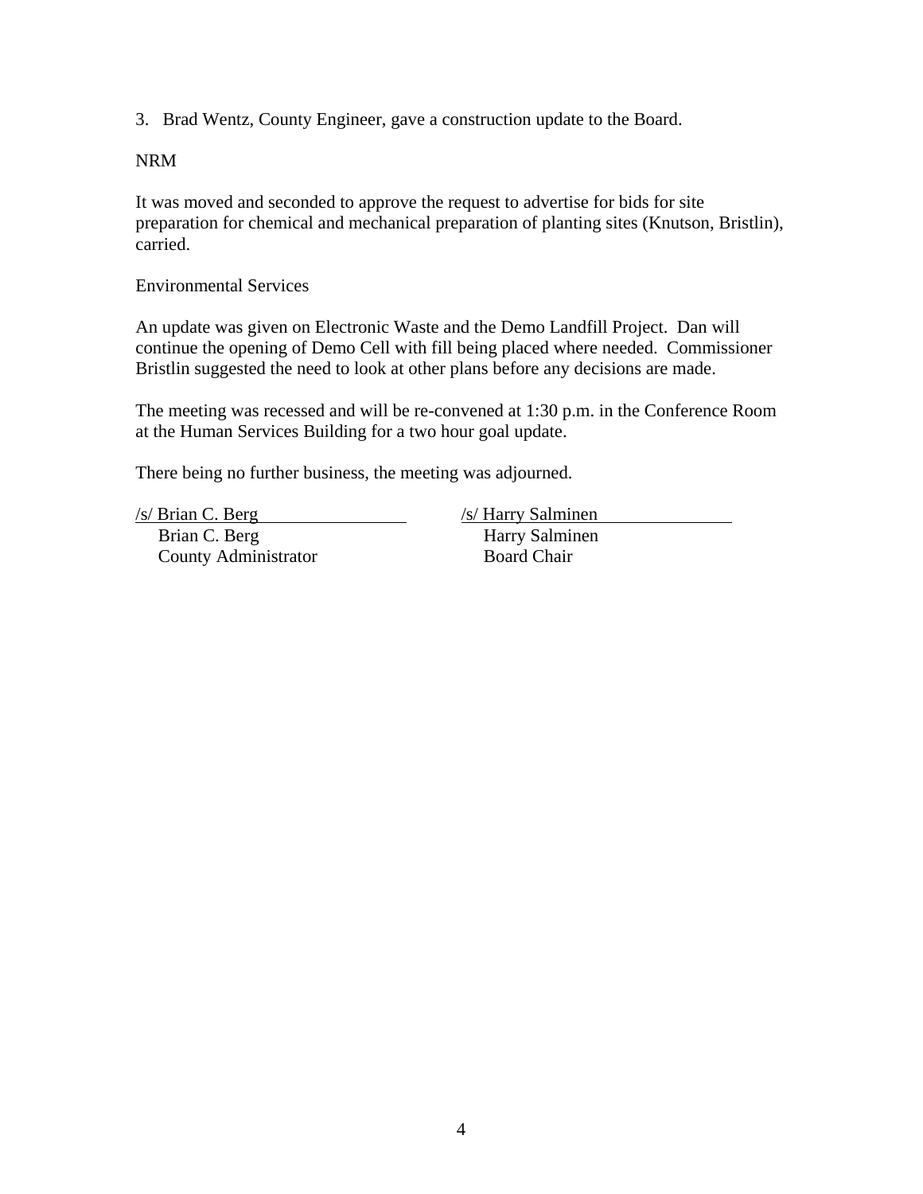3. Brad Wentz, County Engineer, gave a construction update to the Board.

NRM

It was moved and seconded to approve the request to advertise for bids for site preparation for chemical and mechanical preparation of planting sites (Knutson, Bristlin), carried.

Environmental Services

An update was given on Electronic Waste and the Demo Landfill Project. Dan will continue the opening of Demo Cell with fill being placed where needed. Commissioner Bristlin suggested the need to look at other plans before any decisions are made.

The meeting was recessed and will be re-convened at 1:30 p.m. in the Conference Room at the Human Services Building for a two hour goal update.

There being no further business, the meeting was adjourned.

| | |
|---|---|
| /s/ Brian C. Berg | /s/ Harry Salminen |
| Brian C. Berg | Harry Salminen |
| County Administrator | Board Chair |